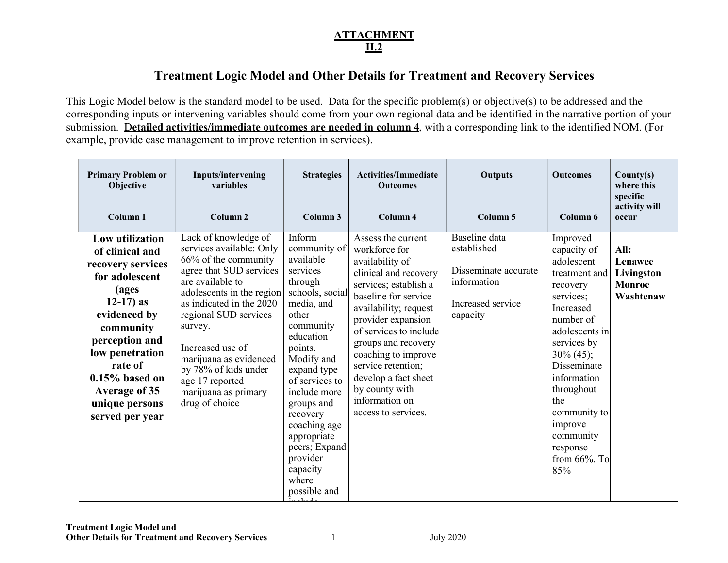**ATTACHMENT**
**II.2**

## Treatment Logic Model and Other Details for Treatment and Recovery Services

This Logic Model below is the standard model to be used. Data for the specific problem(s) or objective(s) to be addressed and the corresponding inputs or intervening variables should come from your own regional data and be identified in the narrative portion of your submission. **Detailed activities/immediate outcomes are needed in column 4**, with a corresponding link to the identified NOM. (For example, provide case management to improve retention in services).

| Primary Problem or Objective<br><br>Column 1 | Inputs/intervening variables<br><br>Column 2 | Strategies<br><br>Column 3 | Activities/Immediate Outcomes<br><br>Column 4 | Outputs<br><br>Column 5 | Outcomes<br><br>Column 6 | County(s) where this specific activity will occur |
|---|---|---|---|---|---|---|
| **Low utilization of clinical and recovery services for adolescent (ages 12-17) as evidenced by community perception and low penetration rate of 0.15% based on Average of 35 unique persons served per year** | Lack of knowledge of services available: Only 66% of the community agree that SUD services are available to adolescents in the region as indicated in the 2020 regional SUD services survey.<br><br>Increased use of marijuana as evidenced by 78% of kids under age 17 reported marijuana as primary drug of choice | Inform community of available services through schools, social media, and other community education points. Modify and expand type of services to include more groups and recovery coaching age appropriate peers; Expand provider capacity where possible and include | Assess the current workforce for availability of clinical and recovery services; establish a baseline for service availability; request provider expansion of services to include groups and recovery coaching to improve service retention; develop a fact sheet by county with information on access to services. | Baseline data established<br><br>Disseminate accurate information<br><br>Increased service capacity | Improved capacity of adolescent treatment and recovery services; Increased number of adolescents in services by 30% (45); Disseminate information throughout the community to improve community response from 66%. To 85% | **All:**<br>**Lenawee**<br>**Livingston**<br>**Monroe**<br>**Washtenaw** |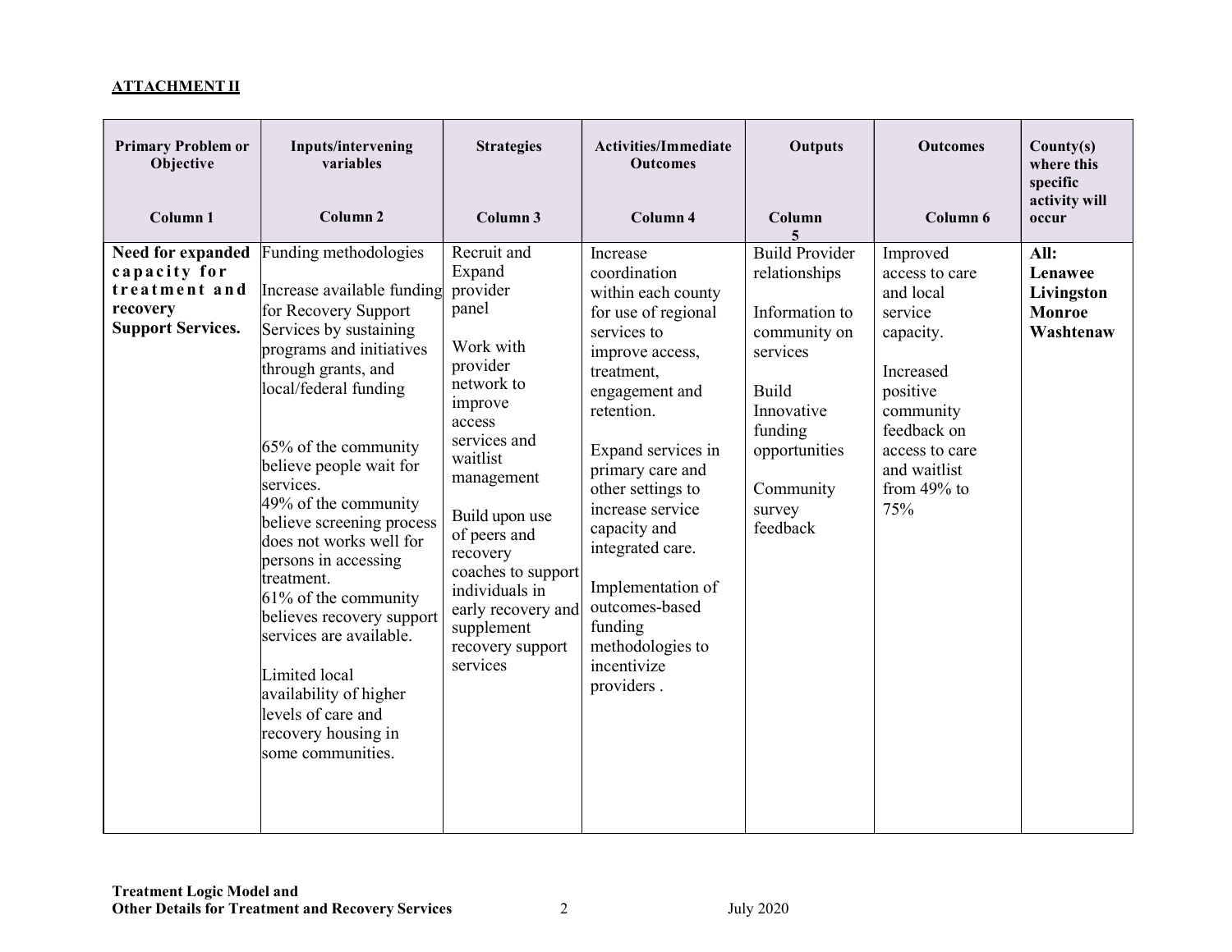**ATTACHMENT II**

| Primary Problem or Objective<br><br>Column 1 | Inputs/intervening variables<br><br>Column 2 | Strategies<br><br>Column 3 | Activities/Immediate Outcomes<br><br>Column 4 | Outputs<br><br>Column 5 | Outcomes<br><br>Column 6 | County(s) where this specific activity will occur |
|---|---|---|---|---|---|---|
| **Need for expanded capacity for treatment and recovery Support Services.** | Funding methodologies<br><br>Increase available funding for Recovery Support Services by sustaining programs and initiatives through grants, and local/federal funding<br><br>65% of the community believe people wait for services.<br>49% of the community believe screening process does not works well for persons in accessing treatment.<br>61% of the community believes recovery support services are available.<br><br>Limited local availability of higher levels of care and recovery housing in some communities. | Recruit and Expand provider panel<br><br>Work with provider network to improve access services and waitlist management<br><br>Build upon use of peers and recovery coaches to support individuals in early recovery and supplement recovery support services | Increase coordination within each county for use of regional services to improve access, treatment, engagement and retention.<br><br>Expand services in primary care and other settings to increase service capacity and integrated care.<br><br>Implementation of outcomes-based funding methodologies to incentivize providers . | Build Provider relationships<br><br>Information to community on services<br><br>Build Innovative funding opportunities<br><br>Community survey feedback | Improved access to care and local service capacity.<br><br>Increased positive community feedback on access to care and waitlist from 49% to 75% | **All:**<br>**Lenawee**<br>**Livingston**<br>**Monroe**<br>**Washtenaw** |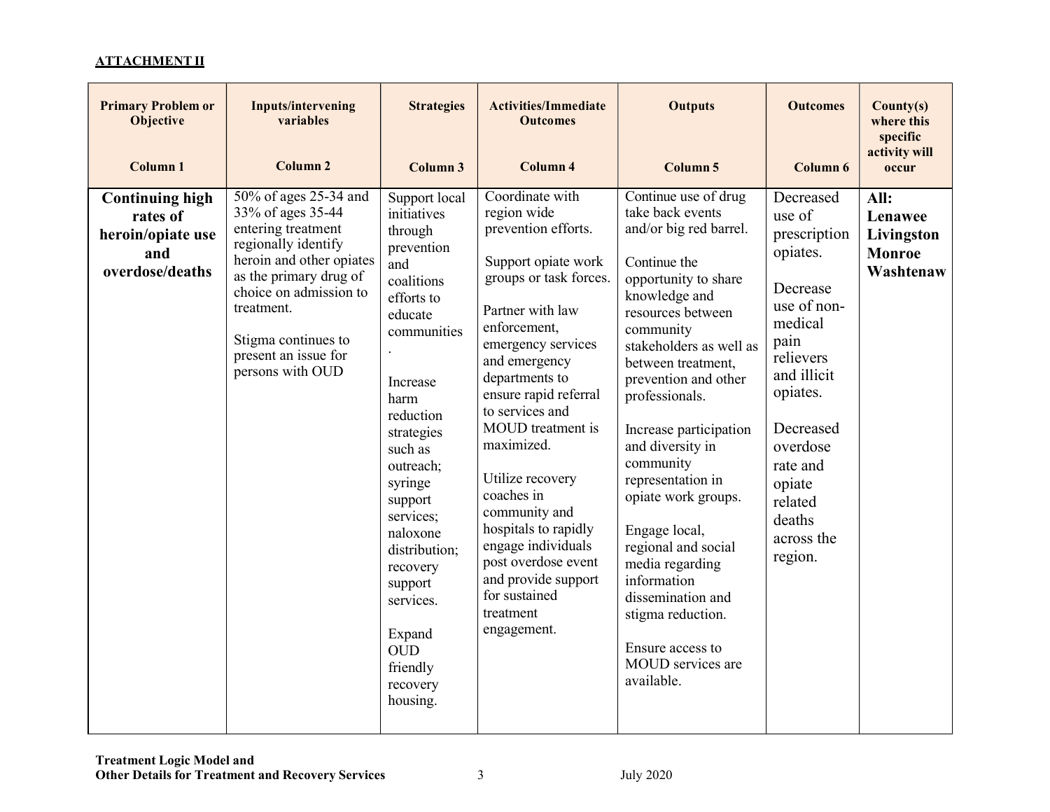**ATTACHMENT II**

| Primary Problem or Objective<br><br>Column 1 | Inputs/intervening variables<br><br>Column 2 | Strategies<br><br>Column 3 | Activities/Immediate Outcomes<br><br>Column 4 | Outputs<br><br>Column 5 | Outcomes<br><br>Column 6 | County(s) where this specific activity will occur |
|---|---|---|---|---|---|---|
| **Continuing high rates of heroin/opiate use and overdose/deaths** | 50% of ages 25-34 and 33% of ages 35-44 entering treatment regionally identify heroin and other opiates as the primary drug of choice on admission to treatment.<br><br>Stigma continues to present an issue for persons with OUD | Support local initiatives through prevention and coalitions efforts to educate communities .<br><br>Increase harm reduction strategies such as outreach; syringe support services; naloxone distribution; recovery support services.<br><br>Expand OUD friendly recovery housing. | Coordinate with region wide prevention efforts.<br><br>Support opiate work groups or task forces.<br><br>Partner with law enforcement, emergency services and emergency departments to ensure rapid referral to services and MOUD treatment is maximized.<br><br>Utilize recovery coaches in community and hospitals to rapidly engage individuals post overdose event and provide support for sustained treatment engagement. | Continue use of drug take back events and/or big red barrel.<br><br>Continue the opportunity to share knowledge and resources between community stakeholders as well as between treatment, prevention and other professionals.<br><br>Increase participation and diversity in community representation in opiate work groups.<br><br>Engage local, regional and social media regarding information dissemination and stigma reduction.<br><br>Ensure access to MOUD services are available. | Decreased use of prescription opiates.<br><br>Decrease use of non-medical pain relievers and illicit opiates.<br><br>Decreased overdose rate and opiate related deaths across the region. | **All:**<br>**Lenawee**<br>**Livingston**<br>**Monroe**<br>**Washtenaw** |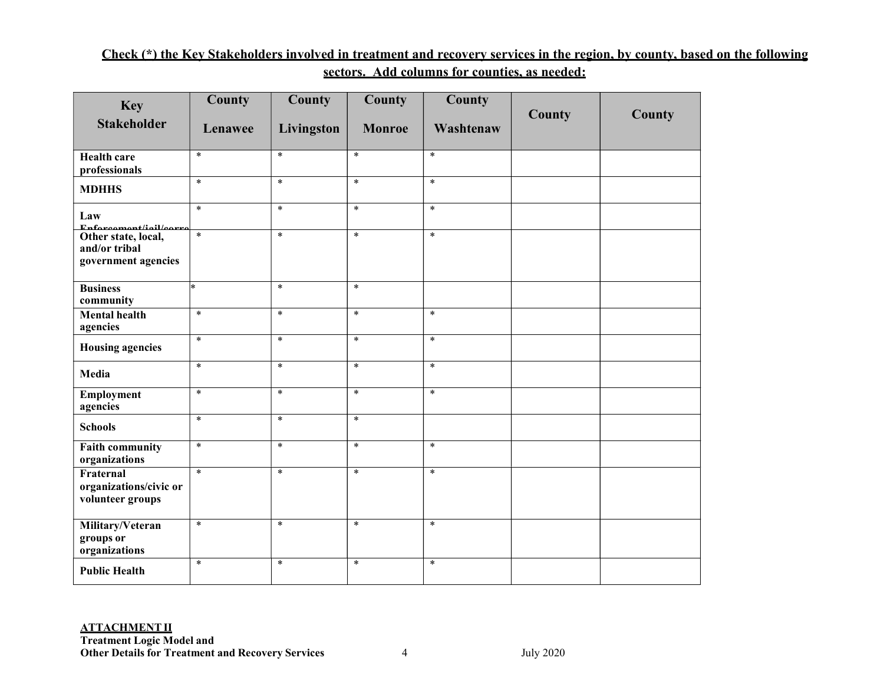**Check (*) the Key Stakeholders involved in treatment and recovery services in the region, by county, based on the following sectors. Add columns for counties, as needed:**

| Key Stakeholder | County Lenawee | County Livingston | County Monroe | County Washtenaw | County | County |
|---|---|---|---|---|---|---|
| **Health care professionals** | * | * | * | * | | |
| **MDHHS** | * | * | * | * | | |
| **Law Enforcement/jail/corre** | * | * | * | * | | |
| **Other state, local, and/or tribal government agencies** | * | * | * | * | | |
| **Business community** | * | * | * | | | |
| **Mental health agencies** | * | * | * | * | | |
| **Housing agencies** | * | * | * | * | | |
| **Media** | * | * | * | * | | |
| **Employment agencies** | * | * | * | * | | |
| **Schools** | * | * | * | | | |
| **Faith community organizations** | * | * | * | * | | |
| **Fraternal organizations/civic or volunteer groups** | * | * | * | * | | |
| **Military/Veteran groups or organizations** | * | * | * | * | | |
| **Public Health** | * | * | * | * | | |

**ATTACHMENT II**
**Treatment Logic Model and**
**Other Details for Treatment and Recovery Services**

July 2020